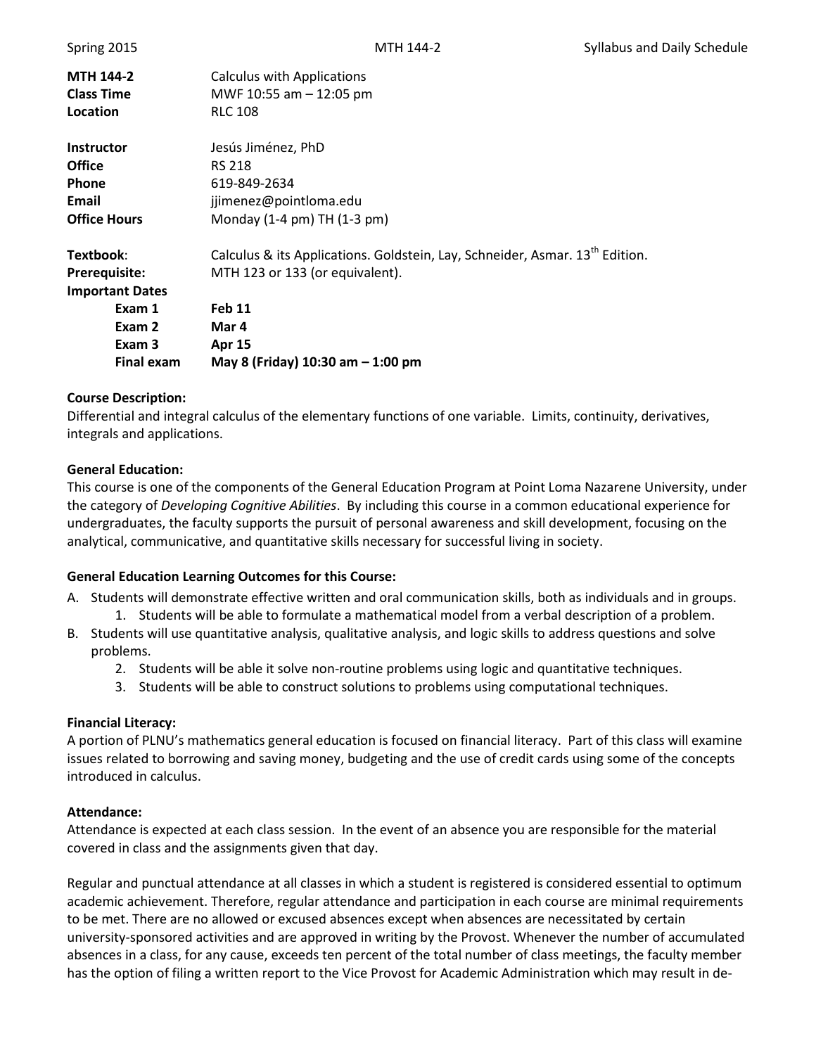| | |
|---|---|
| **MTH 144-2** | Calculus with Applications |
| **Class Time** | MWF 10:55 am – 12:05 pm |
| **Location** | RLC 108 |
| **Instructor** | Jesús Jiménez, PhD |
| **Office** | RS 218 |
| **Phone** | 619-849-2634 |
| **Email** | jjimenez@pointloma.edu |
| **Office Hours** | Monday (1-4 pm) TH (1-3 pm) |
| **Textbook**: | Calculus & its Applications. Goldstein, Lay, Schneider, Asmar. 13th Edition. |
| **Prerequisite:** | MTH 123 or 133 (or equivalent). |
| **Important Dates** | |
| **Exam 1** | **Feb 11** |
| **Exam 2** | **Mar 4** |
| **Exam 3** | **Apr 15** |
| **Final exam** | **May 8 (Friday) 10:30 am – 1:00 pm** |

**Course Description:**
Differential and integral calculus of the elementary functions of one variable. Limits, continuity, derivatives, integrals and applications.

**General Education:**
This course is one of the components of the General Education Program at Point Loma Nazarene University, under the category of *Developing Cognitive Abilities*. By including this course in a common educational experience for undergraduates, the faculty supports the pursuit of personal awareness and skill development, focusing on the analytical, communicative, and quantitative skills necessary for successful living in society.

**General Education Learning Outcomes for this Course:**

A. Students will demonstrate effective written and oral communication skills, both as individuals and in groups.
   1. Students will be able to formulate a mathematical model from a verbal description of a problem.

B. Students will use quantitative analysis, qualitative analysis, and logic skills to address questions and solve problems.
   2. Students will be able it solve non-routine problems using logic and quantitative techniques.
   3. Students will be able to construct solutions to problems using computational techniques.

**Financial Literacy:**
A portion of PLNU's mathematics general education is focused on financial literacy. Part of this class will examine issues related to borrowing and saving money, budgeting and the use of credit cards using some of the concepts introduced in calculus.

**Attendance:**
Attendance is expected at each class session. In the event of an absence you are responsible for the material covered in class and the assignments given that day.

Regular and punctual attendance at all classes in which a student is registered is considered essential to optimum academic achievement. Therefore, regular attendance and participation in each course are minimal requirements to be met. There are no allowed or excused absences except when absences are necessitated by certain university-sponsored activities and are approved in writing by the Provost. Whenever the number of accumulated absences in a class, for any cause, exceeds ten percent of the total number of class meetings, the faculty member has the option of filing a written report to the Vice Provost for Academic Administration which may result in de-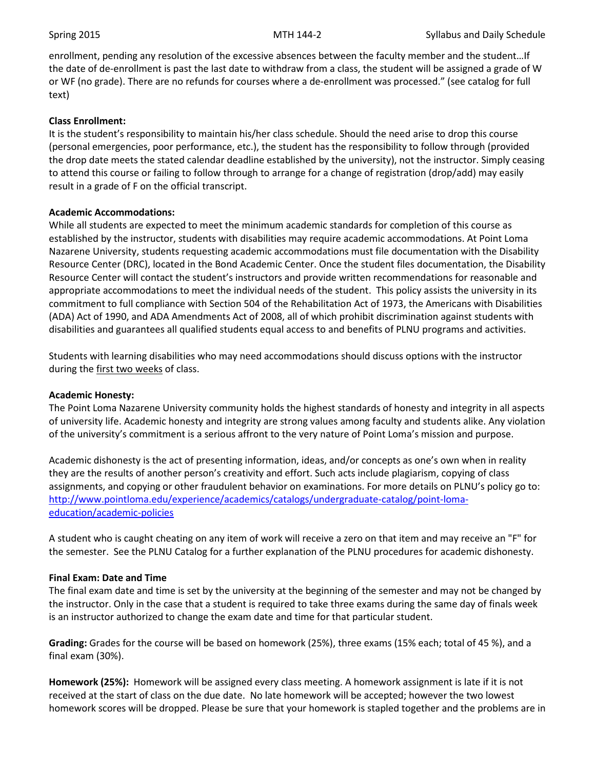enrollment, pending any resolution of the excessive absences between the faculty member and the student…If the date of de-enrollment is past the last date to withdraw from a class, the student will be assigned a grade of W or WF (no grade). There are no refunds for courses where a de-enrollment was processed." (see catalog for full text)

**Class Enrollment:**
It is the student's responsibility to maintain his/her class schedule. Should the need arise to drop this course (personal emergencies, poor performance, etc.), the student has the responsibility to follow through (provided the drop date meets the stated calendar deadline established by the university), not the instructor. Simply ceasing to attend this course or failing to follow through to arrange for a change of registration (drop/add) may easily result in a grade of F on the official transcript.

**Academic Accommodations:**
While all students are expected to meet the minimum academic standards for completion of this course as established by the instructor, students with disabilities may require academic accommodations. At Point Loma Nazarene University, students requesting academic accommodations must file documentation with the Disability Resource Center (DRC), located in the Bond Academic Center. Once the student files documentation, the Disability Resource Center will contact the student's instructors and provide written recommendations for reasonable and appropriate accommodations to meet the individual needs of the student. This policy assists the university in its commitment to full compliance with Section 504 of the Rehabilitation Act of 1973, the Americans with Disabilities (ADA) Act of 1990, and ADA Amendments Act of 2008, all of which prohibit discrimination against students with disabilities and guarantees all qualified students equal access to and benefits of PLNU programs and activities.

Students with learning disabilities who may need accommodations should discuss options with the instructor during the first two weeks of class.

**Academic Honesty:**
The Point Loma Nazarene University community holds the highest standards of honesty and integrity in all aspects of university life. Academic honesty and integrity are strong values among faculty and students alike. Any violation of the university's commitment is a serious affront to the very nature of Point Loma's mission and purpose.

Academic dishonesty is the act of presenting information, ideas, and/or concepts as one's own when in reality they are the results of another person's creativity and effort. Such acts include plagiarism, copying of class assignments, and copying or other fraudulent behavior on examinations. For more details on PLNU's policy go to: http://www.pointloma.edu/experience/academics/catalogs/undergraduate-catalog/point-loma-education/academic-policies

A student who is caught cheating on any item of work will receive a zero on that item and may receive an "F" for the semester. See the PLNU Catalog for a further explanation of the PLNU procedures for academic dishonesty.

**Final Exam: Date and Time**
The final exam date and time is set by the university at the beginning of the semester and may not be changed by the instructor. Only in the case that a student is required to take three exams during the same day of finals week is an instructor authorized to change the exam date and time for that particular student.

**Grading:** Grades for the course will be based on homework (25%), three exams (15% each; total of 45 %), and a final exam (30%).

**Homework (25%):** Homework will be assigned every class meeting. A homework assignment is late if it is not received at the start of class on the due date. No late homework will be accepted; however the two lowest homework scores will be dropped. Please be sure that your homework is stapled together and the problems are in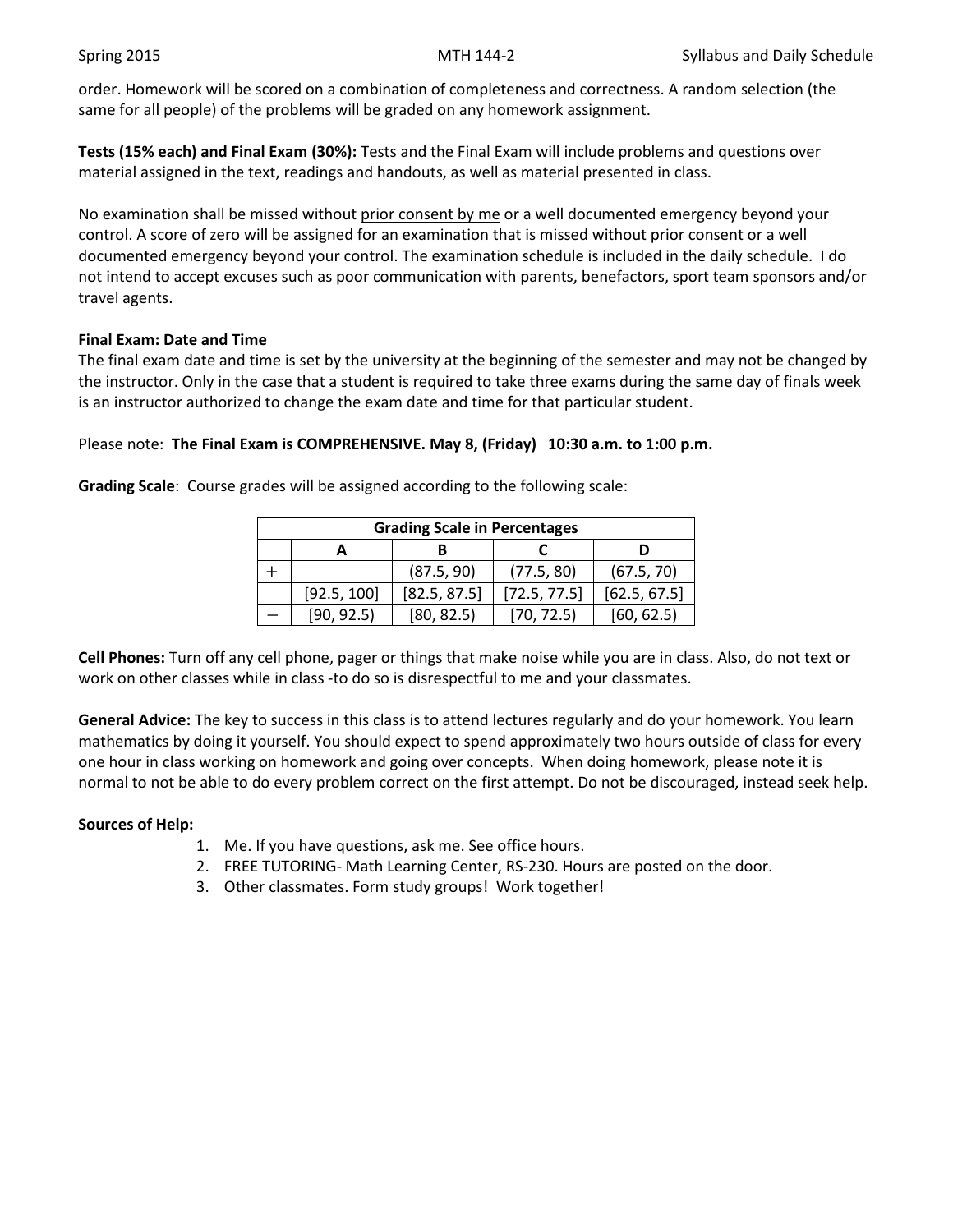order. Homework will be scored on a combination of completeness and correctness. A random selection (the same for all people) of the problems will be graded on any homework assignment.

**Tests (15% each) and Final Exam (30%):** Tests and the Final Exam will include problems and questions over material assigned in the text, readings and handouts, as well as material presented in class.

No examination shall be missed without prior consent by me or a well documented emergency beyond your control. A score of zero will be assigned for an examination that is missed without prior consent or a well documented emergency beyond your control. The examination schedule is included in the daily schedule. I do not intend to accept excuses such as poor communication with parents, benefactors, sport team sponsors and/or travel agents.

**Final Exam: Date and Time**

The final exam date and time is set by the university at the beginning of the semester and may not be changed by the instructor. Only in the case that a student is required to take three exams during the same day of finals week is an instructor authorized to change the exam date and time for that particular student.

Please note: **The Final Exam is COMPREHENSIVE. May 8, (Friday) 10:30 a.m. to 1:00 p.m.**

**Grading Scale**: Course grades will be assigned according to the following scale:

| Grading Scale in Percentages | | | | |
|---|---|---|---|---|
| | A | B | C | D |
| + | | (87.5, 90) | (77.5, 80) | (67.5, 70) |
| | [92.5, 100] | [82.5, 87.5] | [72.5, 77.5] | [62.5, 67.5] |
| − | [90, 92.5) | [80, 82.5) | [70, 72.5) | [60, 62.5) |

**Cell Phones:** Turn off any cell phone, pager or things that make noise while you are in class. Also, do not text or work on other classes while in class -to do so is disrespectful to me and your classmates.

**General Advice:** The key to success in this class is to attend lectures regularly and do your homework. You learn mathematics by doing it yourself. You should expect to spend approximately two hours outside of class for every one hour in class working on homework and going over concepts. When doing homework, please note it is normal to not be able to do every problem correct on the first attempt. Do not be discouraged, instead seek help.

**Sources of Help:**

1. Me. If you have questions, ask me. See office hours.
2. FREE TUTORING- Math Learning Center, RS-230. Hours are posted on the door.
3. Other classmates. Form study groups! Work together!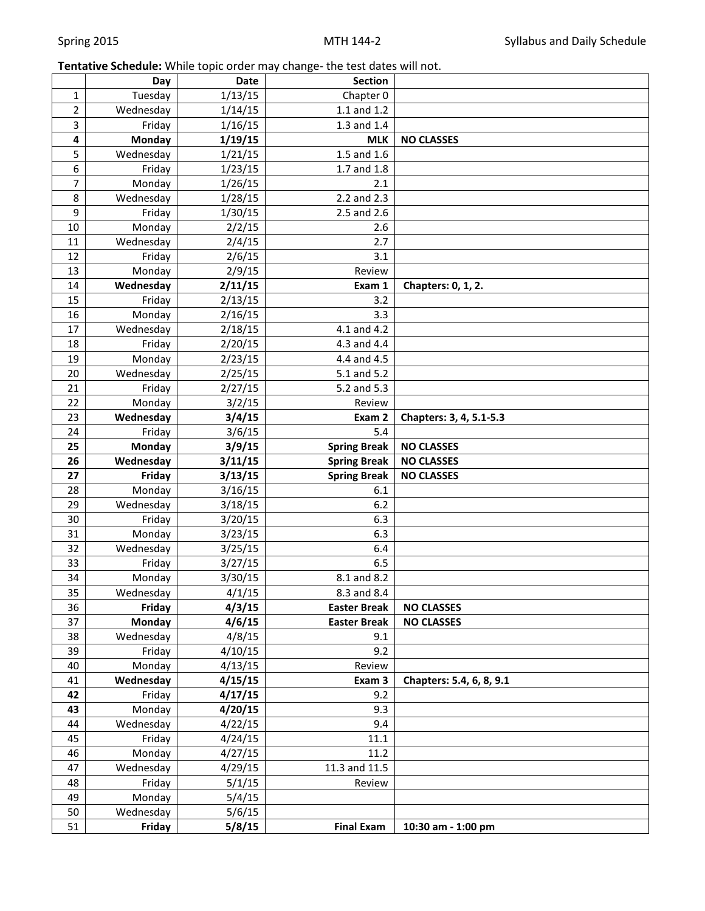**Tentative Schedule:** While topic order may change- the test dates will not.

| | Day | Date | Section | |
|---|---|---|---|---|
| 1 | Tuesday | 1/13/15 | Chapter 0 | |
| 2 | Wednesday | 1/14/15 | 1.1 and 1.2 | |
| 3 | Friday | 1/16/15 | 1.3 and 1.4 | |
| **4** | **Monday** | **1/19/15** | **MLK** | **NO CLASSES** |
| 5 | Wednesday | 1/21/15 | 1.5 and 1.6 | |
| 6 | Friday | 1/23/15 | 1.7 and 1.8 | |
| 7 | Monday | 1/26/15 | 2.1 | |
| 8 | Wednesday | 1/28/15 | 2.2 and 2.3 | |
| 9 | Friday | 1/30/15 | 2.5 and 2.6 | |
| 10 | Monday | 2/2/15 | 2.6 | |
| 11 | Wednesday | 2/4/15 | 2.7 | |
| 12 | Friday | 2/6/15 | 3.1 | |
| 13 | Monday | 2/9/15 | Review | |
| 14 | **Wednesday** | **2/11/15** | **Exam 1** | **Chapters: 0, 1, 2.** |
| 15 | Friday | 2/13/15 | 3.2 | |
| 16 | Monday | 2/16/15 | 3.3 | |
| 17 | Wednesday | 2/18/15 | 4.1 and 4.2 | |
| 18 | Friday | 2/20/15 | 4.3 and 4.4 | |
| 19 | Monday | 2/23/15 | 4.4 and 4.5 | |
| 20 | Wednesday | 2/25/15 | 5.1 and 5.2 | |
| 21 | Friday | 2/27/15 | 5.2 and 5.3 | |
| 22 | Monday | 3/2/15 | Review | |
| 23 | **Wednesday** | **3/4/15** | **Exam 2** | **Chapters: 3, 4, 5.1-5.3** |
| 24 | Friday | 3/6/15 | 5.4 | |
| **25** | **Monday** | **3/9/15** | **Spring Break** | **NO CLASSES** |
| **26** | **Wednesday** | **3/11/15** | **Spring Break** | **NO CLASSES** |
| **27** | **Friday** | **3/13/15** | **Spring Break** | **NO CLASSES** |
| 28 | Monday | 3/16/15 | 6.1 | |
| 29 | Wednesday | 3/18/15 | 6.2 | |
| 30 | Friday | 3/20/15 | 6.3 | |
| 31 | Monday | 3/23/15 | 6.3 | |
| 32 | Wednesday | 3/25/15 | 6.4 | |
| 33 | Friday | 3/27/15 | 6.5 | |
| 34 | Monday | 3/30/15 | 8.1 and 8.2 | |
| 35 | Wednesday | 4/1/15 | 8.3 and 8.4 | |
| 36 | **Friday** | **4/3/15** | **Easter Break** | **NO CLASSES** |
| 37 | **Monday** | **4/6/15** | **Easter Break** | **NO CLASSES** |
| 38 | Wednesday | 4/8/15 | 9.1 | |
| 39 | Friday | 4/10/15 | 9.2 | |
| 40 | Monday | 4/13/15 | Review | |
| 41 | **Wednesday** | **4/15/15** | **Exam 3** | **Chapters: 5.4, 6, 8, 9.1** |
| **42** | Friday | **4/17/15** | 9.2 | |
| **43** | Monday | **4/20/15** | 9.3 | |
| 44 | Wednesday | 4/22/15 | 9.4 | |
| 45 | Friday | 4/24/15 | 11.1 | |
| 46 | Monday | 4/27/15 | 11.2 | |
| 47 | Wednesday | 4/29/15 | 11.3 and 11.5 | |
| 48 | Friday | 5/1/15 | Review | |
| 49 | Monday | 5/4/15 | | |
| 50 | Wednesday | 5/6/15 | | |
| 51 | **Friday** | **5/8/15** | **Final Exam** | **10:30 am - 1:00 pm** |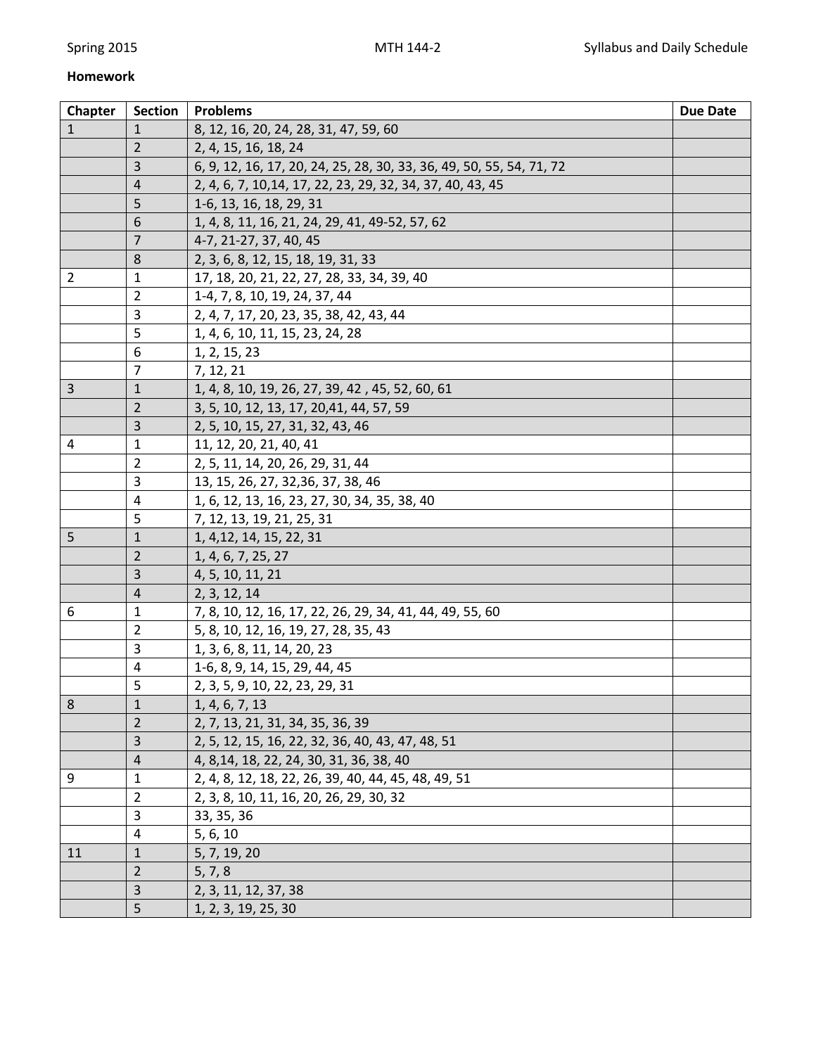**Homework**

| Chapter | Section | Problems | Due Date |
|---|---|---|---|
| 1 | 1 | 8, 12, 16, 20, 24, 28, 31, 47, 59, 60 | |
| | 2 | 2, 4, 15, 16, 18, 24 | |
| | 3 | 6, 9, 12, 16, 17, 20, 24, 25, 28, 30, 33, 36, 49, 50, 55, 54, 71, 72 | |
| | 4 | 2, 4, 6, 7, 10,14, 17, 22, 23, 29, 32, 34, 37, 40, 43, 45 | |
| | 5 | 1-6, 13, 16, 18, 29, 31 | |
| | 6 | 1, 4, 8, 11, 16, 21, 24, 29, 41, 49-52, 57, 62 | |
| | 7 | 4-7, 21-27, 37, 40, 45 | |
| | 8 | 2, 3, 6, 8, 12, 15, 18, 19, 31, 33 | |
| 2 | 1 | 17, 18, 20, 21, 22, 27, 28, 33, 34, 39, 40 | |
| | 2 | 1-4, 7, 8, 10, 19, 24, 37, 44 | |
| | 3 | 2, 4, 7, 17, 20, 23, 35, 38, 42, 43, 44 | |
| | 5 | 1, 4, 6, 10, 11, 15, 23, 24, 28 | |
| | 6 | 1, 2, 15, 23 | |
| | 7 | 7, 12, 21 | |
| 3 | 1 | 1, 4, 8, 10, 19, 26, 27, 39, 42 , 45, 52, 60, 61 | |
| | 2 | 3, 5, 10, 12, 13, 17, 20,41, 44, 57, 59 | |
| | 3 | 2, 5, 10, 15, 27, 31, 32, 43, 46 | |
| 4 | 1 | 11, 12, 20, 21, 40, 41 | |
| | 2 | 2, 5, 11, 14, 20, 26, 29, 31, 44 | |
| | 3 | 13, 15, 26, 27, 32,36, 37, 38, 46 | |
| | 4 | 1, 6, 12, 13, 16, 23, 27, 30, 34, 35, 38, 40 | |
| | 5 | 7, 12, 13, 19, 21, 25, 31 | |
| 5 | 1 | 1, 4,12, 14, 15, 22, 31 | |
| | 2 | 1, 4, 6, 7, 25, 27 | |
| | 3 | 4, 5, 10, 11, 21 | |
| | 4 | 2, 3, 12, 14 | |
| 6 | 1 | 7, 8, 10, 12, 16, 17, 22, 26, 29, 34, 41, 44, 49, 55, 60 | |
| | 2 | 5, 8, 10, 12, 16, 19, 27, 28, 35, 43 | |
| | 3 | 1, 3, 6, 8, 11, 14, 20, 23 | |
| | 4 | 1-6, 8, 9, 14, 15, 29, 44, 45 | |
| | 5 | 2, 3, 5, 9, 10, 22, 23, 29, 31 | |
| 8 | 1 | 1, 4, 6, 7, 13 | |
| | 2 | 2, 7, 13, 21, 31, 34, 35, 36, 39 | |
| | 3 | 2, 5, 12, 15, 16, 22, 32, 36, 40, 43, 47, 48, 51 | |
| | 4 | 4, 8,14, 18, 22, 24, 30, 31, 36, 38, 40 | |
| 9 | 1 | 2, 4, 8, 12, 18, 22, 26, 39, 40, 44, 45, 48, 49, 51 | |
| | 2 | 2, 3, 8, 10, 11, 16, 20, 26, 29, 30, 32 | |
| | 3 | 33, 35, 36 | |
| | 4 | 5, 6, 10 | |
| 11 | 1 | 5, 7, 19, 20 | |
| | 2 | 5, 7, 8 | |
| | 3 | 2, 3, 11, 12, 37, 38 | |
| | 5 | 1, 2, 3, 19, 25, 30 | |